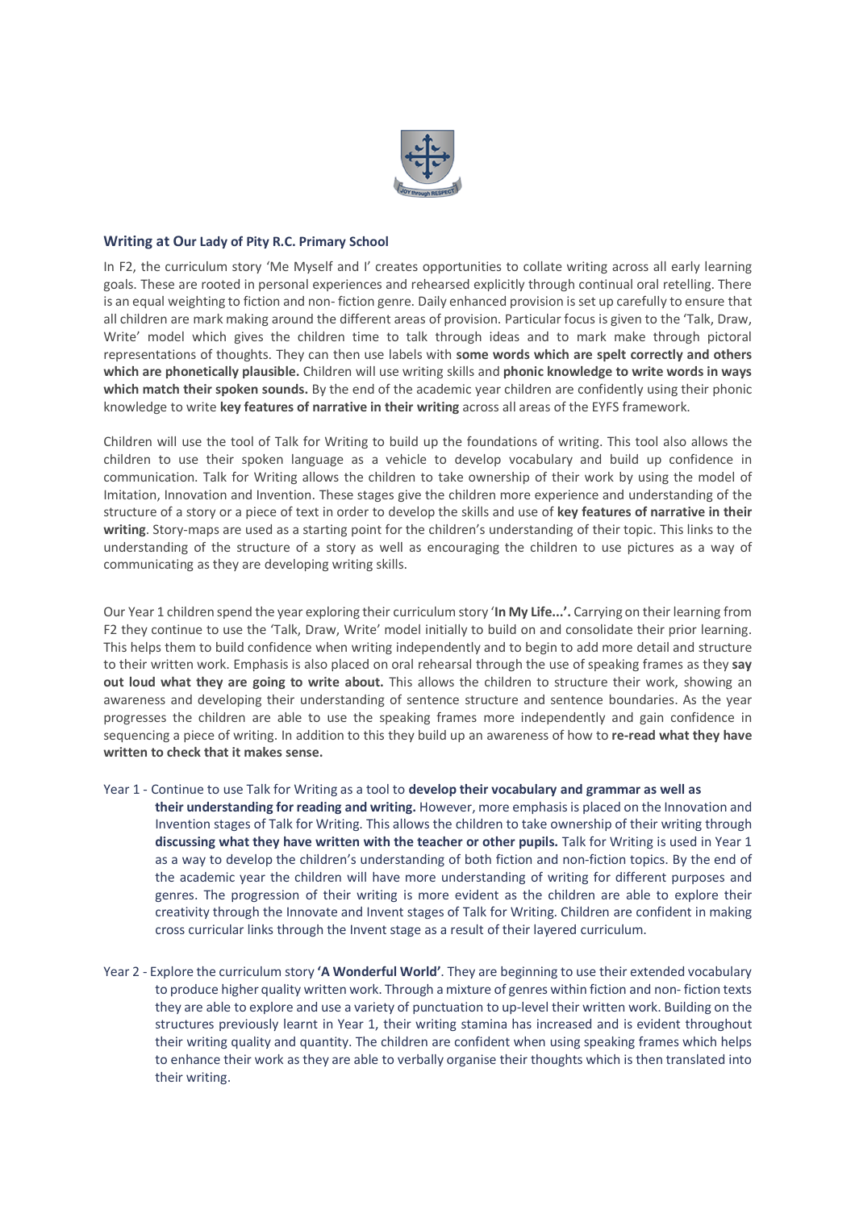## Writing at Our Lady of Pity R.C. Primary School

In F2, the curriculum story 'Me Myself and I' creates opportunities to collate writing across all early learning goals. These are rooted in personal experiences and rehearsed explicitly through continual oral retelling. There is an equal weighting to fiction and non- fiction genre. Daily enhanced provision is set up carefully to ensure that all children are mark making around the different areas of provision. Particular focus is given to the 'Talk, Draw, Write' model which gives the children time to talk through ideas and to mark make through pictoral representations of thoughts. They can then use labels with **some words which are spelt correctly and others which are phonetically plausible.** Children will use writing skills and **phonic knowledge to write words in ways which match their spoken sounds.** By the end of the academic year children are confidently using their phonic knowledge to write **key features of narrative in their writing** across all areas of the EYFS framework.

Children will use the tool of Talk for Writing to build up the foundations of writing. This tool also allows the children to use their spoken language as a vehicle to develop vocabulary and build up confidence in communication. Talk for Writing allows the children to take ownership of their work by using the model of Imitation, Innovation and Invention. These stages give the children more experience and understanding of the structure of a story or a piece of text in order to develop the skills and use of **key features of narrative in their writing**. Story-maps are used as a starting point for the children's understanding of their topic. This links to the understanding of the structure of a story as well as encouraging the children to use pictures as a way of communicating as they are developing writing skills.

Our Year 1 children spend the year exploring their curriculum story '**In My Life...'.** Carrying on their learning from F2 they continue to use the 'Talk, Draw, Write' model initially to build on and consolidate their prior learning. This helps them to build confidence when writing independently and to begin to add more detail and structure to their written work. Emphasis is also placed on oral rehearsal through the use of speaking frames as they **say out loud what they are going to write about.** This allows the children to structure their work, showing an awareness and developing their understanding of sentence structure and sentence boundaries. As the year progresses the children are able to use the speaking frames more independently and gain confidence in sequencing a piece of writing. In addition to this they build up an awareness of how to **re-read what they have written to check that it makes sense.**

Year 1 - Continue to use Talk for Writing as a tool to **develop their vocabulary and grammar as well as their understanding for reading and writing.** However, more emphasis is placed on the Innovation and Invention stages of Talk for Writing. This allows the children to take ownership of their writing through **discussing what they have written with the teacher or other pupils.** Talk for Writing is used in Year 1 as a way to develop the children's understanding of both fiction and non-fiction topics. By the end of the academic year the children will have more understanding of writing for different purposes and genres. The progression of their writing is more evident as the children are able to explore their creativity through the Innovate and Invent stages of Talk for Writing. Children are confident in making cross curricular links through the Invent stage as a result of their layered curriculum.

Year 2 - Explore the curriculum story **'A Wonderful World'**. They are beginning to use their extended vocabulary to produce higher quality written work. Through a mixture of genres within fiction and non- fiction texts they are able to explore and use a variety of punctuation to up-level their written work. Building on the structures previously learnt in Year 1, their writing stamina has increased and is evident throughout their writing quality and quantity. The children are confident when using speaking frames which helps to enhance their work as they are able to verbally organise their thoughts which is then translated into their writing.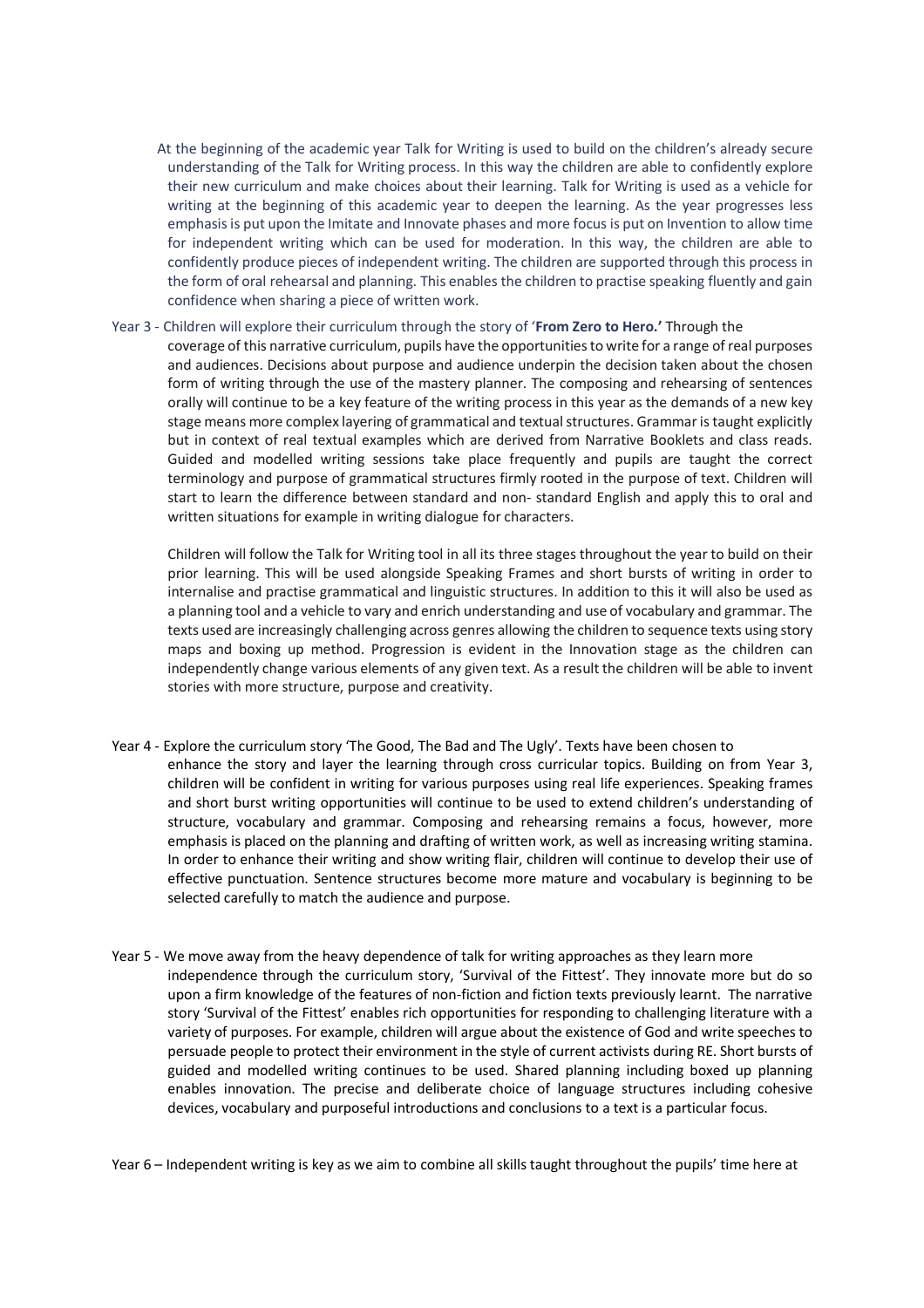At the beginning of the academic year Talk for Writing is used to build on the children's already secure understanding of the Talk for Writing process. In this way the children are able to confidently explore their new curriculum and make choices about their learning. Talk for Writing is used as a vehicle for writing at the beginning of this academic year to deepen the learning. As the year progresses less emphasis is put upon the Imitate and Innovate phases and more focus is put on Invention to allow time for independent writing which can be used for moderation. In this way, the children are able to confidently produce pieces of independent writing. The children are supported through this process in the form of oral rehearsal and planning. This enables the children to practise speaking fluently and gain confidence when sharing a piece of written work.

Year 3 - Children will explore their curriculum through the story of '**From Zero to Hero.'** Through the coverage of this narrative curriculum, pupils have the opportunities to write for a range of real purposes and audiences. Decisions about purpose and audience underpin the decision taken about the chosen form of writing through the use of the mastery planner. The composing and rehearsing of sentences orally will continue to be a key feature of the writing process in this year as the demands of a new key stage means more complex layering of grammatical and textual structures. Grammar is taught explicitly but in context of real textual examples which are derived from Narrative Booklets and class reads. Guided and modelled writing sessions take place frequently and pupils are taught the correct terminology and purpose of grammatical structures firmly rooted in the purpose of text. Children will start to learn the difference between standard and non- standard English and apply this to oral and written situations for example in writing dialogue for characters.

Children will follow the Talk for Writing tool in all its three stages throughout the year to build on their prior learning. This will be used alongside Speaking Frames and short bursts of writing in order to internalise and practise grammatical and linguistic structures. In addition to this it will also be used as a planning tool and a vehicle to vary and enrich understanding and use of vocabulary and grammar. The texts used are increasingly challenging across genres allowing the children to sequence texts using story maps and boxing up method. Progression is evident in the Innovation stage as the children can independently change various elements of any given text. As a result the children will be able to invent stories with more structure, purpose and creativity.

Year 4 - Explore the curriculum story 'The Good, The Bad and The Ugly'. Texts have been chosen to enhance the story and layer the learning through cross curricular topics. Building on from Year 3, children will be confident in writing for various purposes using real life experiences. Speaking frames and short burst writing opportunities will continue to be used to extend children's understanding of structure, vocabulary and grammar. Composing and rehearsing remains a focus, however, more emphasis is placed on the planning and drafting of written work, as well as increasing writing stamina. In order to enhance their writing and show writing flair, children will continue to develop their use of effective punctuation. Sentence structures become more mature and vocabulary is beginning to be selected carefully to match the audience and purpose.

Year 5 - We move away from the heavy dependence of talk for writing approaches as they learn more independence through the curriculum story, 'Survival of the Fittest'. They innovate more but do so upon a firm knowledge of the features of non-fiction and fiction texts previously learnt. The narrative story 'Survival of the Fittest' enables rich opportunities for responding to challenging literature with a variety of purposes. For example, children will argue about the existence of God and write speeches to persuade people to protect their environment in the style of current activists during RE. Short bursts of guided and modelled writing continues to be used. Shared planning including boxed up planning enables innovation. The precise and deliberate choice of language structures including cohesive devices, vocabulary and purposeful introductions and conclusions to a text is a particular focus.

Year 6 – Independent writing is key as we aim to combine all skills taught throughout the pupils' time here at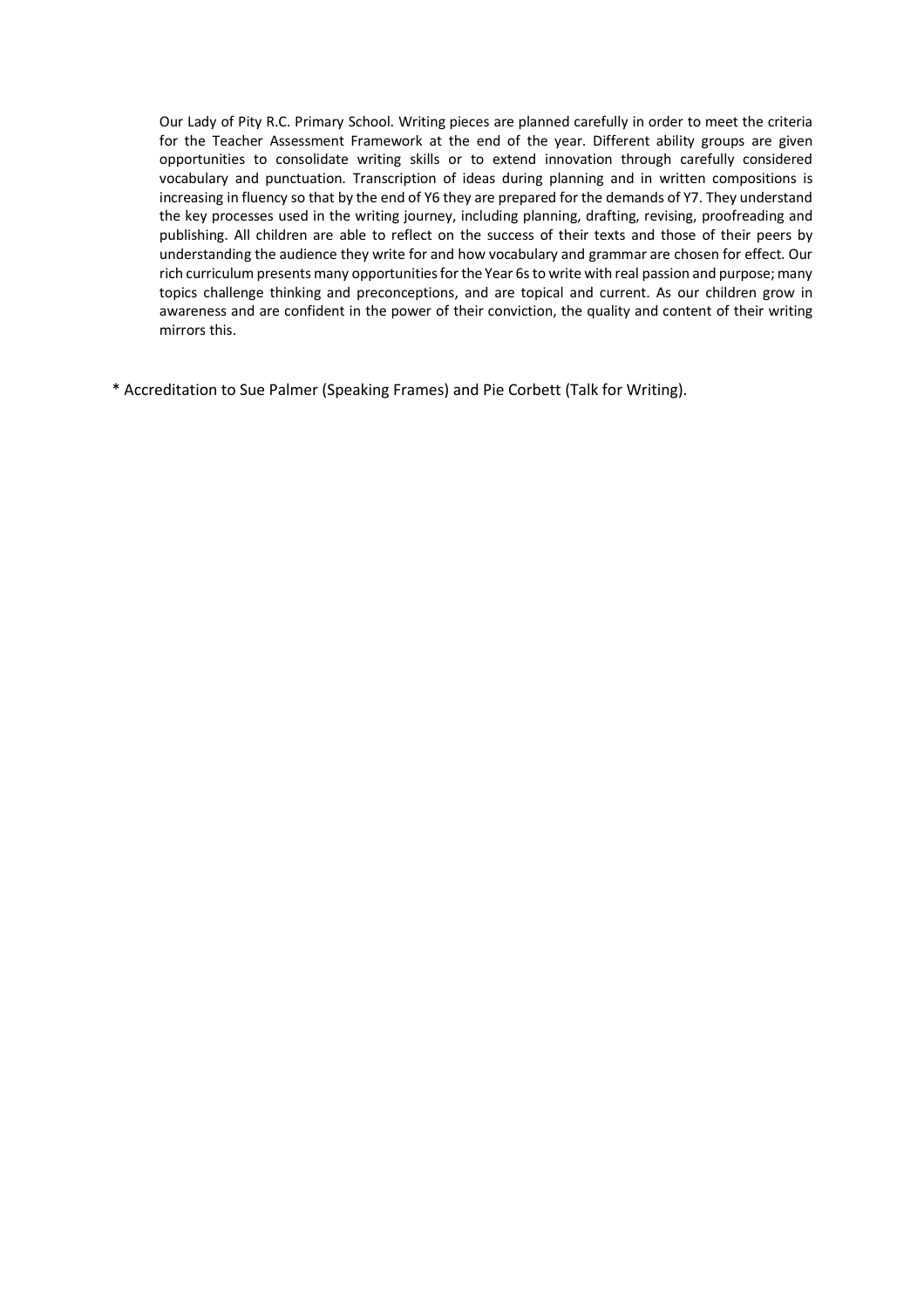Our Lady of Pity R.C. Primary School. Writing pieces are planned carefully in order to meet the criteria for the Teacher Assessment Framework at the end of the year. Different ability groups are given opportunities to consolidate writing skills or to extend innovation through carefully considered vocabulary and punctuation. Transcription of ideas during planning and in written compositions is increasing in fluency so that by the end of Y6 they are prepared for the demands of Y7. They understand the key processes used in the writing journey, including planning, drafting, revising, proofreading and publishing. All children are able to reflect on the success of their texts and those of their peers by understanding the audience they write for and how vocabulary and grammar are chosen for effect. Our rich curriculum presents many opportunities for the Year 6s to write with real passion and purpose; many topics challenge thinking and preconceptions, and are topical and current. As our children grow in awareness and are confident in the power of their conviction, the quality and content of their writing mirrors this.

* Accreditation to Sue Palmer (Speaking Frames) and Pie Corbett (Talk for Writing).